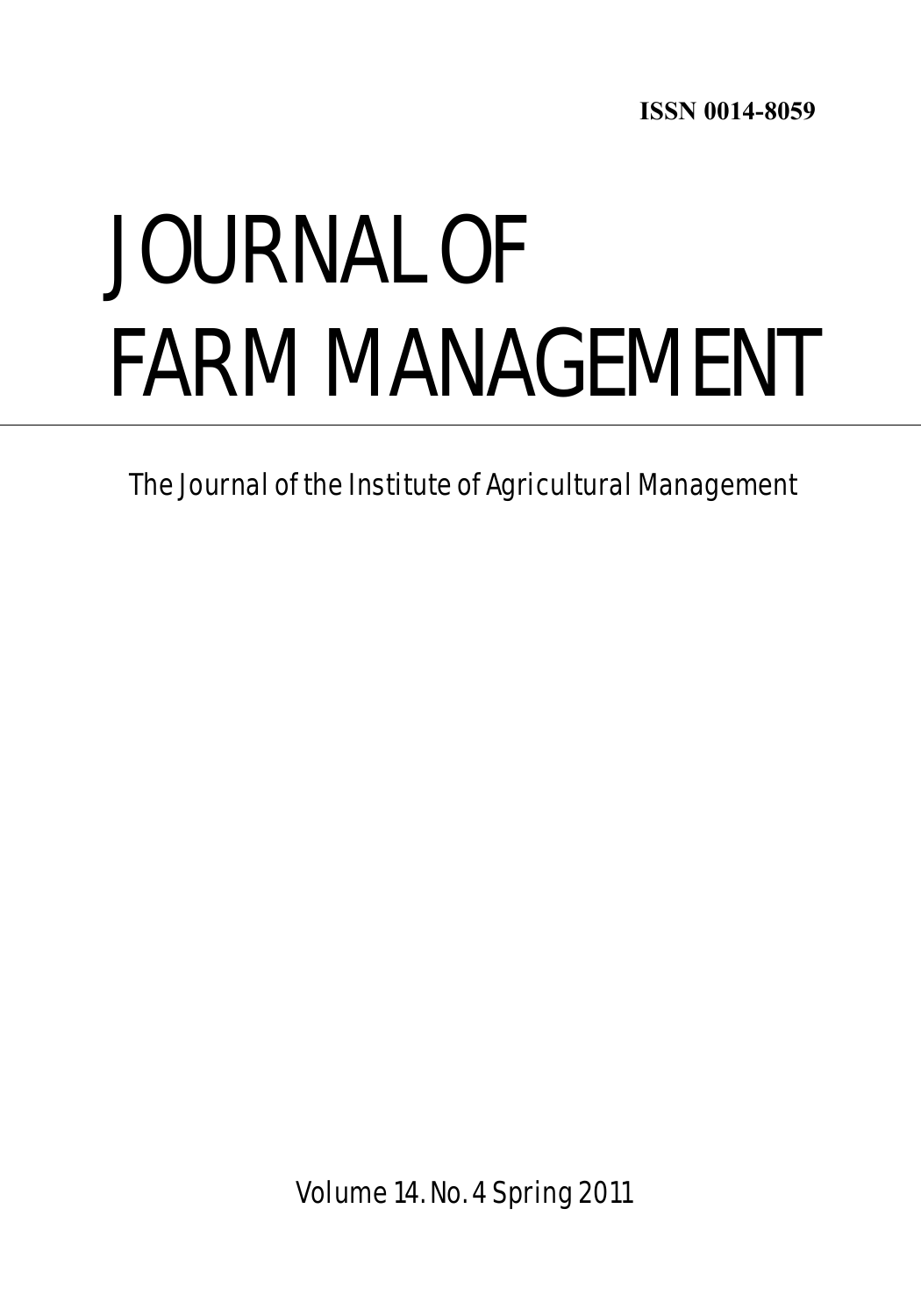ISSN 0014-8059

# JOURNAL OF FARM MANAGEMENT

The Journal of the Institute of Agricultural Management

Volume 14. No. 4 Spring 2011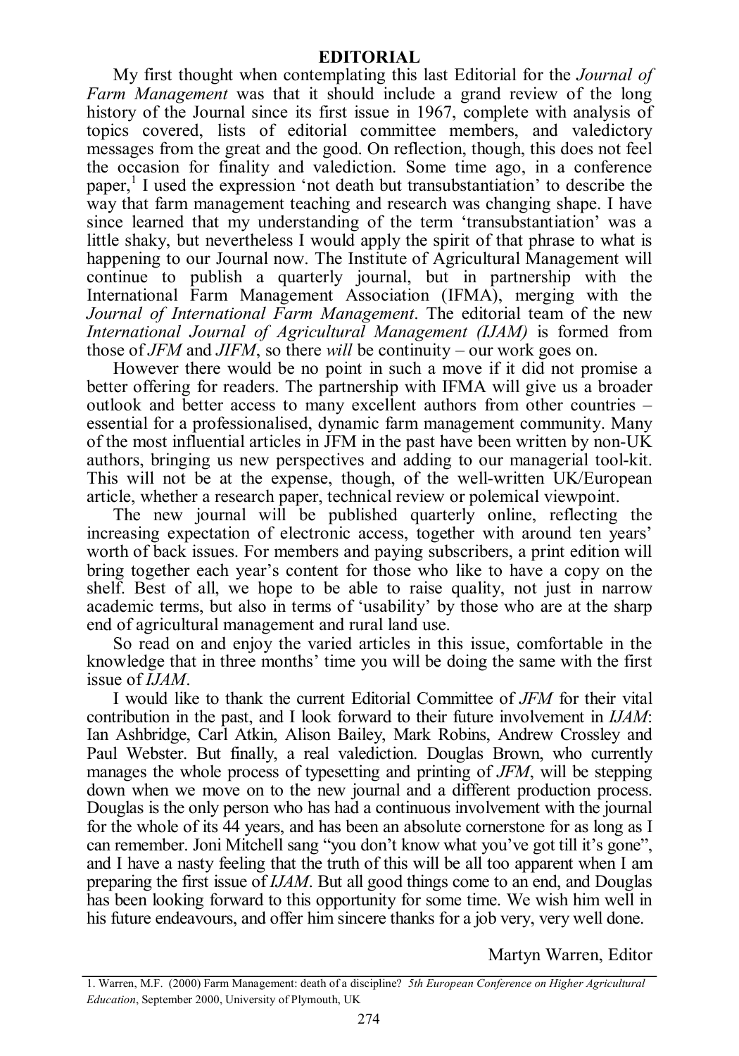# EDITORIAL

My first thought when contemplating this last Editorial for the *Journal of Farm Management* was that it should include a grand review of the long history of the Journal since its first issue in 1967, complete with analysis of topics covered, lists of editorial committee members, and valedictory messages from the great and the good. On reflection, though, this does not feel the occasion for finality and valediction. Some time ago, in a conference paper,[1] I used the expression 'not death but transubstantiation' to describe the way that farm management teaching and research was changing shape. I have since learned that my understanding of the term 'transubstantiation' was a little shaky, but nevertheless I would apply the spirit of that phrase to what is happening to our Journal now. The Institute of Agricultural Management will continue to publish a quarterly journal, but in partnership with the International Farm Management Association (IFMA), merging with the *Journal of International Farm Management*. The editorial team of the new *International Journal of Agricultural Management (IJAM)* is formed from those of *JFM* and *JIFM*, so there *will* be continuity – our work goes on.

However there would be no point in such a move if it did not promise a better offering for readers. The partnership with IFMA will give us a broader outlook and better access to many excellent authors from other countries – essential for a professionalised, dynamic farm management community. Many of the most influential articles in JFM in the past have been written by non-UK authors, bringing us new perspectives and adding to our managerial tool-kit. This will not be at the expense, though, of the well-written UK/European article, whether a research paper, technical review or polemical viewpoint.

The new journal will be published quarterly online, reflecting the increasing expectation of electronic access, together with around ten years' worth of back issues. For members and paying subscribers, a print edition will bring together each year's content for those who like to have a copy on the shelf. Best of all, we hope to be able to raise quality, not just in narrow academic terms, but also in terms of 'usability' by those who are at the sharp end of agricultural management and rural land use.

So read on and enjoy the varied articles in this issue, comfortable in the knowledge that in three months' time you will be doing the same with the first issue of *IJAM*.

I would like to thank the current Editorial Committee of *JFM* for their vital contribution in the past, and I look forward to their future involvement in *IJAM*: Ian Ashbridge, Carl Atkin, Alison Bailey, Mark Robins, Andrew Crossley and Paul Webster. But finally, a real valediction. Douglas Brown, who currently manages the whole process of typesetting and printing of *JFM*, will be stepping down when we move on to the new journal and a different production process. Douglas is the only person who has had a continuous involvement with the journal for the whole of its 44 years, and has been an absolute cornerstone for as long as I can remember. Joni Mitchell sang "you don't know what you've got till it's gone", and I have a nasty feeling that the truth of this will be all too apparent when I am preparing the first issue of *IJAM*. But all good things come to an end, and Douglas has been looking forward to this opportunity for some time. We wish him well in his future endeavours, and offer him sincere thanks for a job very, very well done.

Martyn Warren, Editor

---

1. Warren, M.F. (2000) Farm Management: death of a discipline? *5th European Conference on Higher Agricultural Education*, September 2000, University of Plymouth, UK